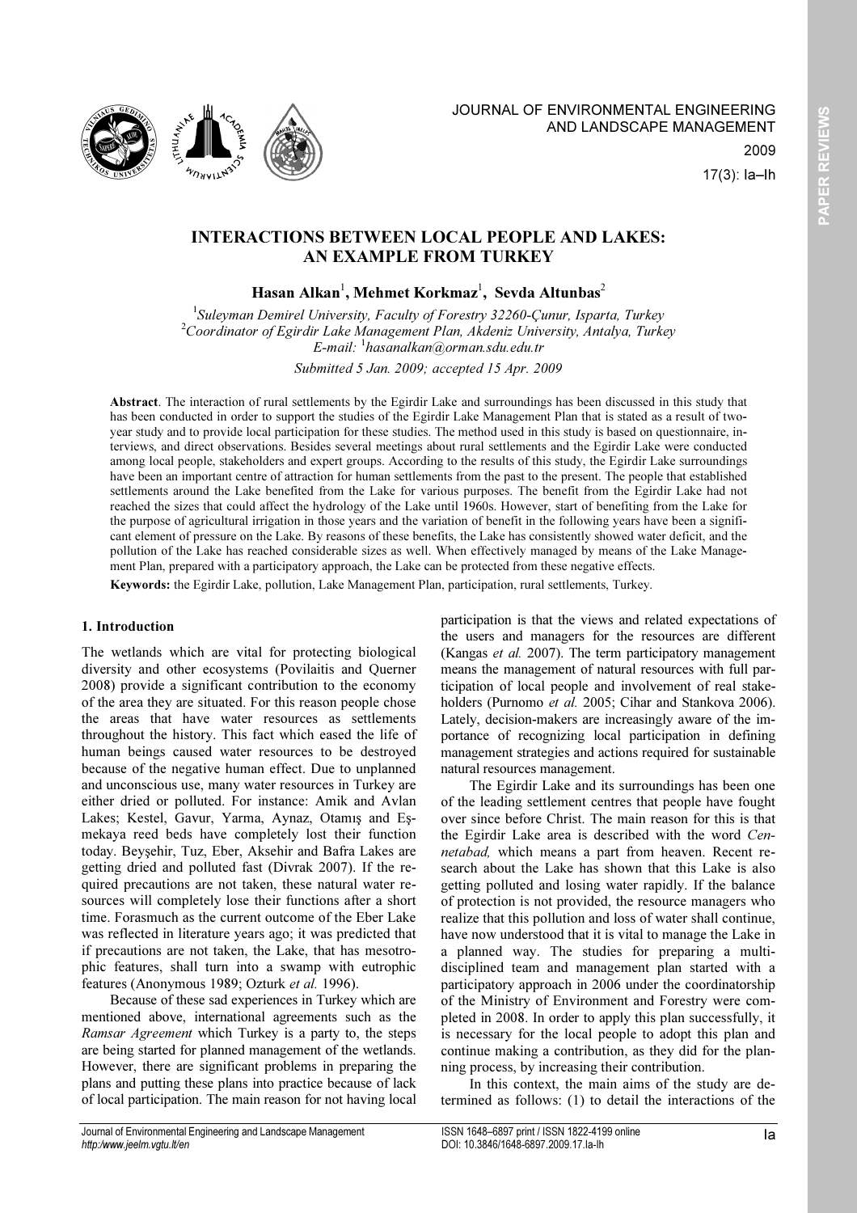# INTERACTIONS BETWEEN LOCAL PEOPLE AND LAKES: AN EXAMPLE FROM TURKEY

**Hasan Alkan**[1], **Mehmet Korkmaz**[1], **Sevda Altunbas**[2]

[1]*Suleyman Demirel University, Faculty of Forestry 32260-Çunur, Isparta, Turkey*
[2]*Coordinator of Egirdir Lake Management Plan, Akdeniz University, Antalya, Turkey*
*E-mail:* [1]*hasanalkan@orman.sdu.edu.tr*

*Submitted 5 Jan. 2009; accepted 15 Apr. 2009*

**Abstract**. The interaction of rural settlements by the Egirdir Lake and surroundings has been discussed in this study that has been conducted in order to support the studies of the Egirdir Lake Management Plan that is stated as a result of two-year study and to provide local participation for these studies. The method used in this study is based on questionnaire, interviews, and direct observations. Besides several meetings about rural settlements and the Egirdir Lake were conducted among local people, stakeholders and expert groups. According to the results of this study, the Egirdir Lake surroundings have been an important centre of attraction for human settlements from the past to the present. The people that established settlements around the Lake benefited from the Lake for various purposes. The benefit from the Egirdir Lake had not reached the sizes that could affect the hydrology of the Lake until 1960s. However, start of benefiting from the Lake for the purpose of agricultural irrigation in those years and the variation of benefit in the following years have been a significant element of pressure on the Lake. By reasons of these benefits, the Lake has consistently showed water deficit, and the pollution of the Lake has reached considerable sizes as well. When effectively managed by means of the Lake Management Plan, prepared with a participatory approach, the Lake can be protected from these negative effects.

**Keywords:** the Egirdir Lake, pollution, Lake Management Plan, participation, rural settlements, Turkey.

## 1. Introduction

The wetlands which are vital for protecting biological diversity and other ecosystems (Povilaitis and Querner 2008) provide a significant contribution to the economy of the area they are situated. For this reason people chose the areas that have water resources as settlements throughout the history. This fact which eased the life of human beings caused water resources to be destroyed because of the negative human effect. Due to unplanned and unconscious use, many water resources in Turkey are either dried or polluted. For instance: Amik and Avlan Lakes; Kestel, Gavur, Yarma, Aynaz, Otamış and Eşmekaya reed beds have completely lost their function today. Beyşehir, Tuz, Eber, Aksehir and Bafra Lakes are getting dried and polluted fast (Divrak 2007). If the required precautions are not taken, these natural water resources will completely lose their functions after a short time. Forasmuch as the current outcome of the Eber Lake was reflected in literature years ago; it was predicted that if precautions are not taken, the Lake, that has mesotrophic features, shall turn into a swamp with eutrophic features (Anonymous 1989; Ozturk *et al.* 1996).

Because of these sad experiences in Turkey which are mentioned above, international agreements such as the *Ramsar Agreement* which Turkey is a party to, the steps are being started for planned management of the wetlands. However, there are significant problems in preparing the plans and putting these plans into practice because of lack of local participation. The main reason for not having local participation is that the views and related expectations of the users and managers for the resources are different (Kangas *et al.* 2007). The term participatory management means the management of natural resources with full participation of local people and involvement of real stakeholders (Purnomo *et al.* 2005; Cihar and Stankova 2006). Lately, decision-makers are increasingly aware of the importance of recognizing local participation in defining management strategies and actions required for sustainable natural resources management.

The Egirdir Lake and its surroundings has been one of the leading settlement centres that people have fought over since before Christ. The main reason for this is that the Egirdir Lake area is described with the word *Cennetabad,* which means a part from heaven. Recent research about the Lake has shown that this Lake is also getting polluted and losing water rapidly. If the balance of protection is not provided, the resource managers who realize that this pollution and loss of water shall continue, have now understood that it is vital to manage the Lake in a planned way. The studies for preparing a multi-disciplined team and management plan started with a participatory approach in 2006 under the coordinatorship of the Ministry of Environment and Forestry were completed in 2008. In order to apply this plan successfully, it is necessary for the local people to adopt this plan and continue making a contribution, as they did for the planning process, by increasing their contribution.

In this context, the main aims of the study are determined as follows: (1) to detail the interactions of the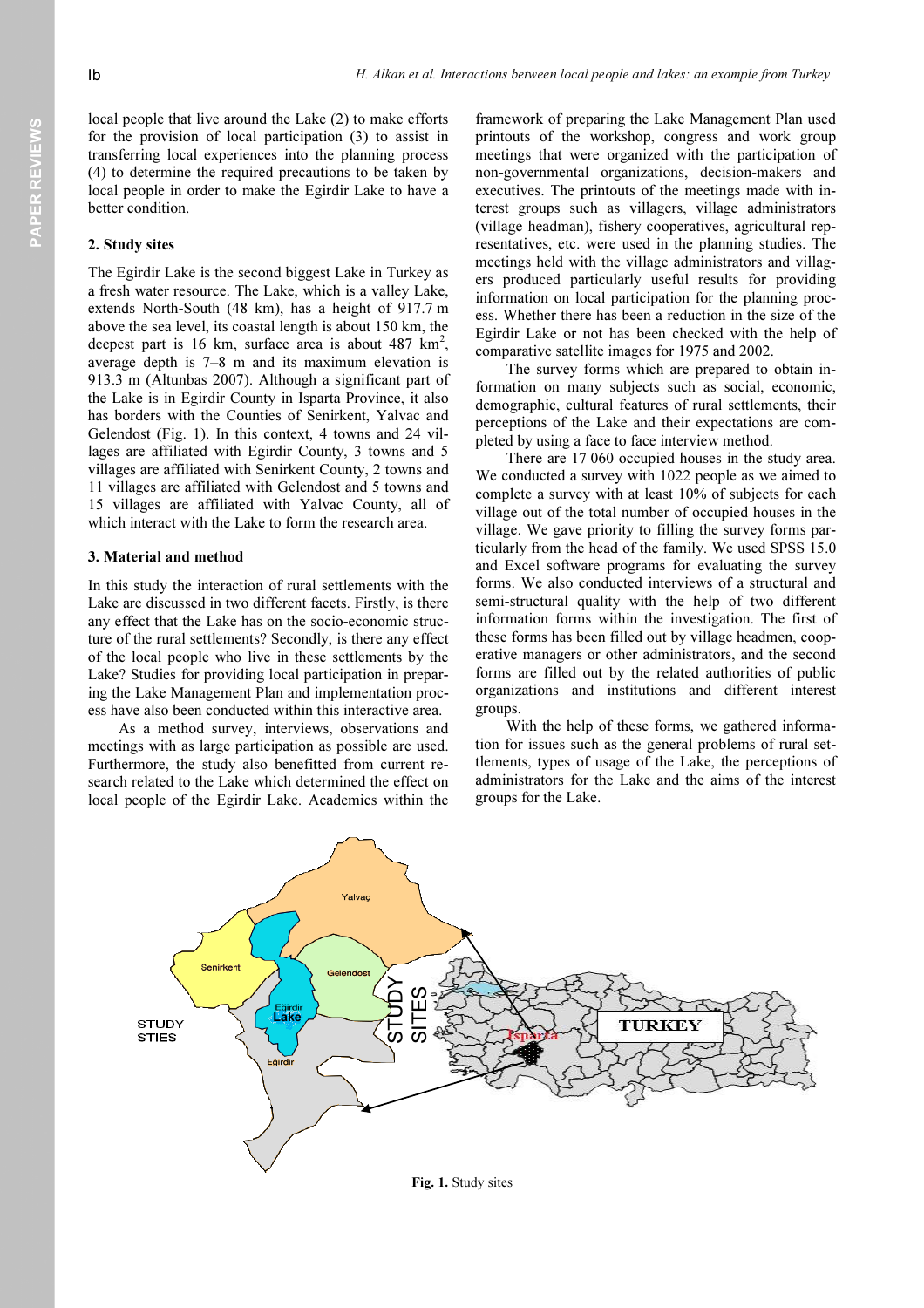local people that live around the Lake (2) to make efforts for the provision of local participation (3) to assist in transferring local experiences into the planning process (4) to determine the required precautions to be taken by local people in order to make the Egirdir Lake to have a better condition.

## 2. Study sites

The Egirdir Lake is the second biggest Lake in Turkey as a fresh water resource. The Lake, which is a valley Lake, extends North-South (48 km), has a height of 917.7 m above the sea level, its coastal length is about 150 km, the deepest part is 16 km, surface area is about 487 km$^2$, average depth is 7–8 m and its maximum elevation is 913.3 m (Altunbas 2007). Although a significant part of the Lake is in Egirdir County in Isparta Province, it also has borders with the Counties of Senirkent, Yalvac and Gelendost (Fig. 1). In this context, 4 towns and 24 villages are affiliated with Egirdir County, 3 towns and 5 villages are affiliated with Senirkent County, 2 towns and 11 villages are affiliated with Gelendost and 5 towns and 15 villages are affiliated with Yalvac County, all of which interact with the Lake to form the research area.

## 3. Material and method

In this study the interaction of rural settlements with the Lake are discussed in two different facets. Firstly, is there any effect that the Lake has on the socio-economic structure of the rural settlements? Secondly, is there any effect of the local people who live in these settlements by the Lake? Studies for providing local participation in preparing the Lake Management Plan and implementation process have also been conducted within this interactive area.

As a method survey, interviews, observations and meetings with as large participation as possible are used. Furthermore, the study also benefitted from current research related to the Lake which determined the effect on local people of the Egirdir Lake. Academics within the framework of preparing the Lake Management Plan used printouts of the workshop, congress and work group meetings that were organized with the participation of non-governmental organizations, decision-makers and executives. The printouts of the meetings made with interest groups such as villagers, village administrators (village headman), fishery cooperatives, agricultural representatives, etc. were used in the planning studies. The meetings held with the village administrators and villagers produced particularly useful results for providing information on local participation for the planning process. Whether there has been a reduction in the size of the Egirdir Lake or not has been checked with the help of comparative satellite images for 1975 and 2002.

The survey forms which are prepared to obtain information on many subjects such as social, economic, demographic, cultural features of rural settlements, their perceptions of the Lake and their expectations are completed by using a face to face interview method.

There are 17 060 occupied houses in the study area. We conducted a survey with 1022 people as we aimed to complete a survey with at least 10% of subjects for each village out of the total number of occupied houses in the village. We gave priority to filling the survey forms particularly from the head of the family. We used SPSS 15.0 and Excel software programs for evaluating the survey forms. We also conducted interviews of a structural and semi-structural quality with the help of two different information forms within the investigation. The first of these forms has been filled out by village headmen, cooperative managers or other administrators, and the second forms are filled out by the related authorities of public organizations and institutions and different interest groups.

With the help of these forms, we gathered information for issues such as the general problems of rural settlements, types of usage of the Lake, the perceptions of administrators for the Lake and the aims of the interest groups for the Lake.

**Fig. 1.** Study sites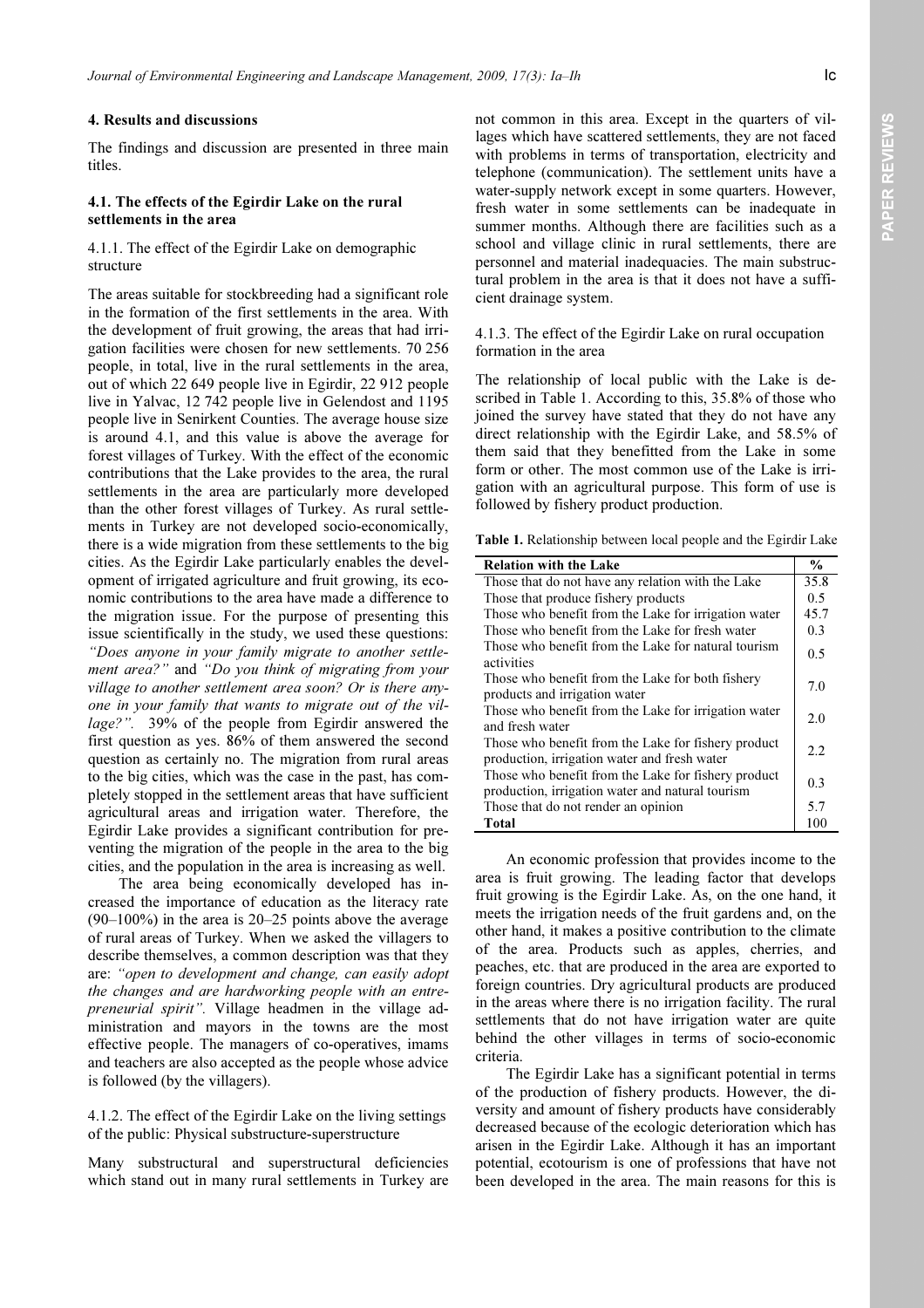## 4. Results and discussions

The findings and discussion are presented in three main titles.

### 4.1. The effects of the Egirdir Lake on the rural settlements in the area

#### 4.1.1. The effect of the Egirdir Lake on demographic structure

The areas suitable for stockbreeding had a significant role in the formation of the first settlements in the area. With the development of fruit growing, the areas that had irrigation facilities were chosen for new settlements. 70 256 people, in total, live in the rural settlements in the area, out of which 22 649 people live in Egirdir, 22 912 people live in Yalvac, 12 742 people live in Gelendost and 1195 people live in Senirkent Counties. The average house size is around 4.1, and this value is above the average for forest villages of Turkey. With the effect of the economic contributions that the Lake provides to the area, the rural settlements in the area are particularly more developed than the other forest villages of Turkey. As rural settlements in Turkey are not developed socio-economically, there is a wide migration from these settlements to the big cities. As the Egirdir Lake particularly enables the development of irrigated agriculture and fruit growing, its economic contributions to the area have made a difference to the migration issue. For the purpose of presenting this issue scientifically in the study, we used these questions: *"Does anyone in your family migrate to another settlement area?"* and *"Do you think of migrating from your village to another settlement area soon? Or is there anyone in your family that wants to migrate out of the village?".* 39% of the people from Egirdir answered the first question as yes. 86% of them answered the second question as certainly no. The migration from rural areas to the big cities, which was the case in the past, has completely stopped in the settlement areas that have sufficient agricultural areas and irrigation water. Therefore, the Egirdir Lake provides a significant contribution for preventing the migration of the people in the area to the big cities, and the population in the area is increasing as well.

The area being economically developed has increased the importance of education as the literacy rate (90–100%) in the area is 20–25 points above the average of rural areas of Turkey. When we asked the villagers to describe themselves, a common description was that they are: *"open to development and change, can easily adopt the changes and are hardworking people with an entrepreneurial spirit".* Village headmen in the village administration and mayors in the towns are the most effective people. The managers of co-operatives, imams and teachers are also accepted as the people whose advice is followed (by the villagers).

#### 4.1.2. The effect of the Egirdir Lake on the living settings of the public: Physical substructure-superstructure

Many substructural and superstructural deficiencies which stand out in many rural settlements in Turkey are not common in this area. Except in the quarters of villages which have scattered settlements, they are not faced with problems in terms of transportation, electricity and telephone (communication). The settlement units have a water-supply network except in some quarters. However, fresh water in some settlements can be inadequate in summer months. Although there are facilities such as a school and village clinic in rural settlements, there are personnel and material inadequacies. The main substructural problem in the area is that it does not have a sufficient drainage system.

#### 4.1.3. The effect of the Egirdir Lake on rural occupation formation in the area

The relationship of local public with the Lake is described in Table 1. According to this, 35.8% of those who joined the survey have stated that they do not have any direct relationship with the Egirdir Lake, and 58.5% of them said that they benefitted from the Lake in some form or other. The most common use of the Lake is irrigation with an agricultural purpose. This form of use is followed by fishery product production.

**Table 1.** Relationship between local people and the Egirdir Lake

| Relation with the Lake | % |
|---|---|
| Those that do not have any relation with the Lake | 35.8 |
| Those that produce fishery products | 0.5 |
| Those who benefit from the Lake for irrigation water | 45.7 |
| Those who benefit from the Lake for fresh water | 0.3 |
| Those who benefit from the Lake for natural tourism activities | 0.5 |
| Those who benefit from the Lake for both fishery products and irrigation water | 7.0 |
| Those who benefit from the Lake for irrigation water and fresh water | 2.0 |
| Those who benefit from the Lake for fishery product production, irrigation water and fresh water | 2.2 |
| Those who benefit from the Lake for fishery product production, irrigation water and natural tourism | 0.3 |
| Those that do not render an opinion | 5.7 |
| **Total** | 100 |

An economic profession that provides income to the area is fruit growing. The leading factor that develops fruit growing is the Egirdir Lake. As, on the one hand, it meets the irrigation needs of the fruit gardens and, on the other hand, it makes a positive contribution to the climate of the area. Products such as apples, cherries, and peaches, etc. that are produced in the area are exported to foreign countries. Dry agricultural products are produced in the areas where there is no irrigation facility. The rural settlements that do not have irrigation water are quite behind the other villages in terms of socio-economic criteria.

The Egirdir Lake has a significant potential in terms of the production of fishery products. However, the diversity and amount of fishery products have considerably decreased because of the ecologic deterioration which has arisen in the Egirdir Lake. Although it has an important potential, ecotourism is one of professions that have not been developed in the area. The main reasons for this is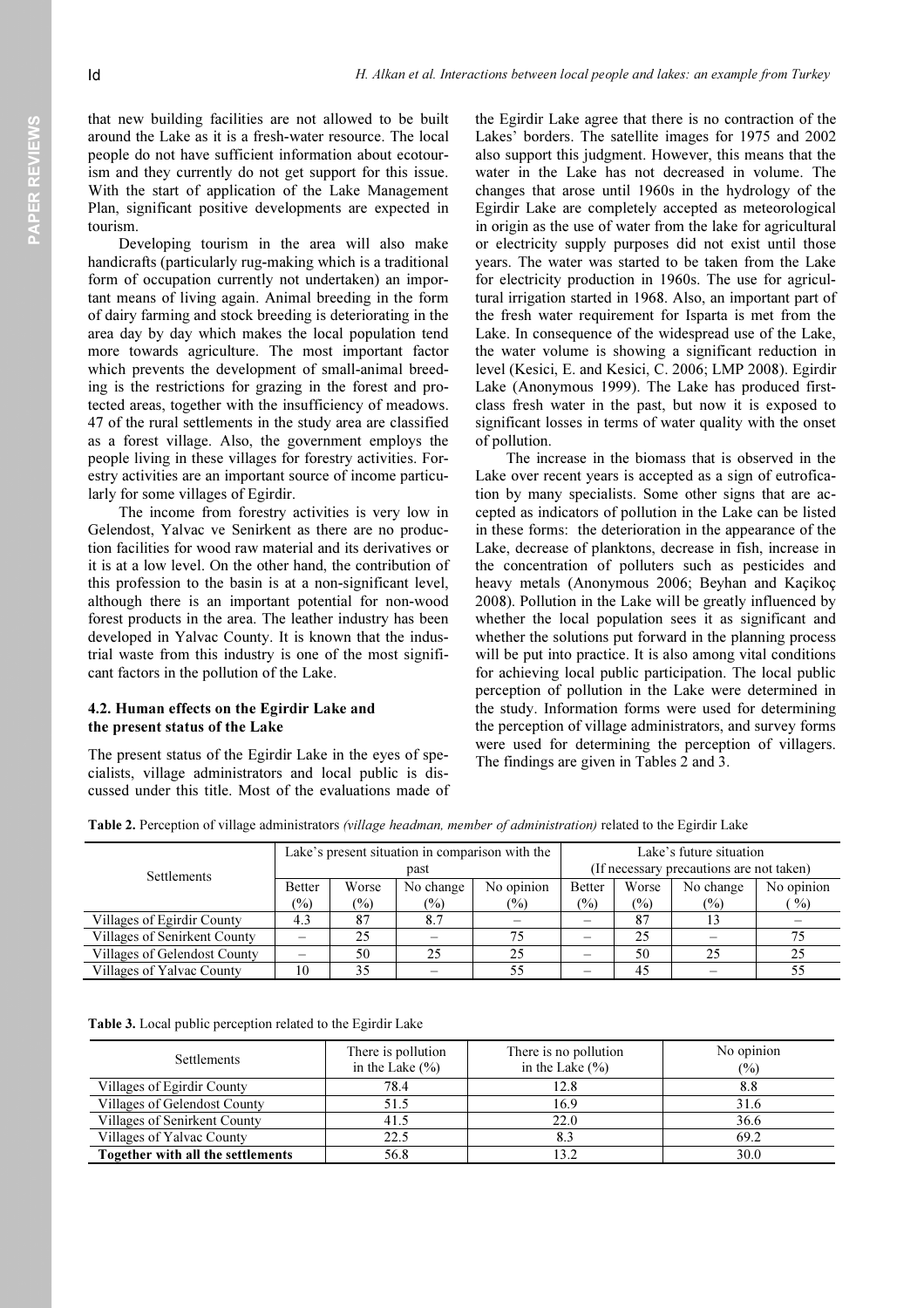that new building facilities are not allowed to be built around the Lake as it is a fresh-water resource. The local people do not have sufficient information about ecotourism and they currently do not get support for this issue. With the start of application of the Lake Management Plan, significant positive developments are expected in tourism.

Developing tourism in the area will also make handicrafts (particularly rug-making which is a traditional form of occupation currently not undertaken) an important means of living again. Animal breeding in the form of dairy farming and stock breeding is deteriorating in the area day by day which makes the local population tend more towards agriculture. The most important factor which prevents the development of small-animal breeding is the restrictions for grazing in the forest and protected areas, together with the insufficiency of meadows. 47 of the rural settlements in the study area are classified as a forest village. Also, the government employs the people living in these villages for forestry activities. Forestry activities are an important source of income particularly for some villages of Egirdir.

The income from forestry activities is very low in Gelendost, Yalvac ve Senirkent as there are no production facilities for wood raw material and its derivatives or it is at a low level. On the other hand, the contribution of this profession to the basin is at a non-significant level, although there is an important potential for non-wood forest products in the area. The leather industry has been developed in Yalvac County. It is known that the industrial waste from this industry is one of the most significant factors in the pollution of the Lake.

### 4.2. Human effects on the Egirdir Lake and the present status of the Lake

The present status of the Egirdir Lake in the eyes of specialists, village administrators and local public is discussed under this title. Most of the evaluations made of the Egirdir Lake agree that there is no contraction of the Lakes' borders. The satellite images for 1975 and 2002 also support this judgment. However, this means that the water in the Lake has not decreased in volume. The changes that arose until 1960s in the hydrology of the Egirdir Lake are completely accepted as meteorological in origin as the use of water from the lake for agricultural or electricity supply purposes did not exist until those years. The water was started to be taken from the Lake for electricity production in 1960s. The use for agricultural irrigation started in 1968. Also, an important part of the fresh water requirement for Isparta is met from the Lake. In consequence of the widespread use of the Lake, the water volume is showing a significant reduction in level (Kesici, E. and Kesici, C. 2006; LMP 2008). Egirdir Lake (Anonymous 1999). The Lake has produced first-class fresh water in the past, but now it is exposed to significant losses in terms of water quality with the onset of pollution.

The increase in the biomass that is observed in the Lake over recent years is accepted as a sign of eutrofication by many specialists. Some other signs that are accepted as indicators of pollution in the Lake can be listed in these forms: the deterioration in the appearance of the Lake, decrease of planktons, decrease in fish, increase in the concentration of polluters such as pesticides and heavy metals (Anonymous 2006; Beyhan and Kaçikoç 2008). Pollution in the Lake will be greatly influenced by whether the local population sees it as significant and whether the solutions put forward in the planning process will be put into practice. It is also among vital conditions for achieving local public participation. The local public perception of pollution in the Lake were determined in the study. Information forms were used for determining the perception of village administrators, and survey forms were used for determining the perception of villagers. The findings are given in Tables 2 and 3.

**Table 2.** Perception of village administrators *(village headman, member of administration)* related to the Egirdir Lake

| Settlements | Lake's present situation in comparison with the past | | | | Lake's future situation (If necessary precautions are not taken) | | | |
|---|---|---|---|---|---|---|---|---|
| | Better (%) | Worse (%) | No change (%) | No opinion (%) | Better (%) | Worse (%) | No change (%) | No opinion (%) |
| Villages of Egirdir County | 4.3 | 87 | 8.7 | – | – | 87 | 13 | – |
| Villages of Senirkent County | – | 25 | – | 75 | – | 25 | – | 75 |
| Villages of Gelendost County | – | 50 | 25 | 25 | – | 50 | 25 | 25 |
| Villages of Yalvac County | 10 | 35 | – | 55 | – | 45 | – | 55 |

**Table 3.** Local public perception related to the Egirdir Lake

| Settlements | There is pollution in the Lake (%) | There is no pollution in the Lake (%) | No opinion (%) |
|---|---|---|---|
| Villages of Egirdir County | 78.4 | 12.8 | 8.8 |
| Villages of Gelendost County | 51.5 | 16.9 | 31.6 |
| Villages of Senirkent County | 41.5 | 22.0 | 36.6 |
| Villages of Yalvac County | 22.5 | 8.3 | 69.2 |
| **Together with all the settlements** | 56.8 | 13.2 | 30.0 |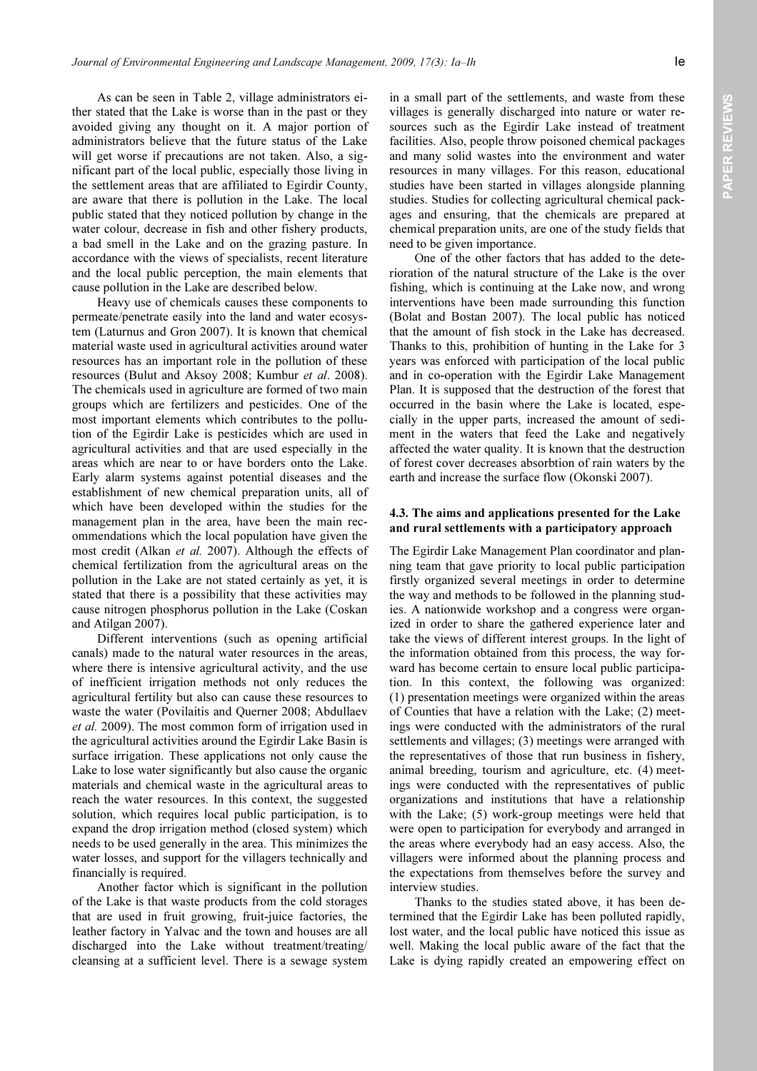As can be seen in Table 2, village administrators either stated that the Lake is worse than in the past or they avoided giving any thought on it. A major portion of administrators believe that the future status of the Lake will get worse if precautions are not taken. Also, a significant part of the local public, especially those living in the settlement areas that are affiliated to Egirdir County, are aware that there is pollution in the Lake. The local public stated that they noticed pollution by change in the water colour, decrease in fish and other fishery products, a bad smell in the Lake and on the grazing pasture. In accordance with the views of specialists, recent literature and the local public perception, the main elements that cause pollution in the Lake are described below.

Heavy use of chemicals causes these components to permeate/penetrate easily into the land and water ecosystem (Laturnus and Gron 2007). It is known that chemical material waste used in agricultural activities around water resources has an important role in the pollution of these resources (Bulut and Aksoy 2008; Kumbur *et al*. 2008). The chemicals used in agriculture are formed of two main groups which are fertilizers and pesticides. One of the most important elements which contributes to the pollution of the Egirdir Lake is pesticides which are used in agricultural activities and that are used especially in the areas which are near to or have borders onto the Lake. Early alarm systems against potential diseases and the establishment of new chemical preparation units, all of which have been developed within the studies for the management plan in the area, have been the main recommendations which the local population have given the most credit (Alkan *et al.* 2007). Although the effects of chemical fertilization from the agricultural areas on the pollution in the Lake are not stated certainly as yet, it is stated that there is a possibility that these activities may cause nitrogen phosphorus pollution in the Lake (Coskan and Atilgan 2007).

Different interventions (such as opening artificial canals) made to the natural water resources in the areas, where there is intensive agricultural activity, and the use of inefficient irrigation methods not only reduces the agricultural fertility but also can cause these resources to waste the water (Povilaitis and Querner 2008; Abdullaev *et al.* 2009). The most common form of irrigation used in the agricultural activities around the Egirdir Lake Basin is surface irrigation. These applications not only cause the Lake to lose water significantly but also cause the organic materials and chemical waste in the agricultural areas to reach the water resources. In this context, the suggested solution, which requires local public participation, is to expand the drop irrigation method (closed system) which needs to be used generally in the area. This minimizes the water losses, and support for the villagers technically and financially is required.

Another factor which is significant in the pollution of the Lake is that waste products from the cold storages that are used in fruit growing, fruit-juice factories, the leather factory in Yalvac and the town and houses are all discharged into the Lake without treatment/treating/cleansing at a sufficient level. There is a sewage system in a small part of the settlements, and waste from these villages is generally discharged into nature or water resources such as the Egirdir Lake instead of treatment facilities. Also, people throw poisoned chemical packages and many solid wastes into the environment and water resources in many villages. For this reason, educational studies have been started in villages alongside planning studies. Studies for collecting agricultural chemical packages and ensuring, that the chemicals are prepared at chemical preparation units, are one of the study fields that need to be given importance.

One of the other factors that has added to the deterioration of the natural structure of the Lake is the over fishing, which is continuing at the Lake now, and wrong interventions have been made surrounding this function (Bolat and Bostan 2007). The local public has noticed that the amount of fish stock in the Lake has decreased. Thanks to this, prohibition of hunting in the Lake for 3 years was enforced with participation of the local public and in co-operation with the Egirdir Lake Management Plan. It is supposed that the destruction of the forest that occurred in the basin where the Lake is located, especially in the upper parts, increased the amount of sediment in the waters that feed the Lake and negatively affected the water quality. It is known that the destruction of forest cover decreases absorbtion of rain waters by the earth and increase the surface flow (Okonski 2007).

### 4.3. The aims and applications presented for the Lake and rural settlements with a participatory approach

The Egirdir Lake Management Plan coordinator and planning team that gave priority to local public participation firstly organized several meetings in order to determine the way and methods to be followed in the planning studies. A nationwide workshop and a congress were organized in order to share the gathered experience later and take the views of different interest groups. In the light of the information obtained from this process, the way forward has become certain to ensure local public participation. In this context, the following was organized: (1) presentation meetings were organized within the areas of Counties that have a relation with the Lake; (2) meetings were conducted with the administrators of the rural settlements and villages; (3) meetings were arranged with the representatives of those that run business in fishery, animal breeding, tourism and agriculture, etc. (4) meetings were conducted with the representatives of public organizations and institutions that have a relationship with the Lake; (5) work-group meetings were held that were open to participation for everybody and arranged in the areas where everybody had an easy access. Also, the villagers were informed about the planning process and the expectations from themselves before the survey and interview studies.

Thanks to the studies stated above, it has been determined that the Egirdir Lake has been polluted rapidly, lost water, and the local public have noticed this issue as well. Making the local public aware of the fact that the Lake is dying rapidly created an empowering effect on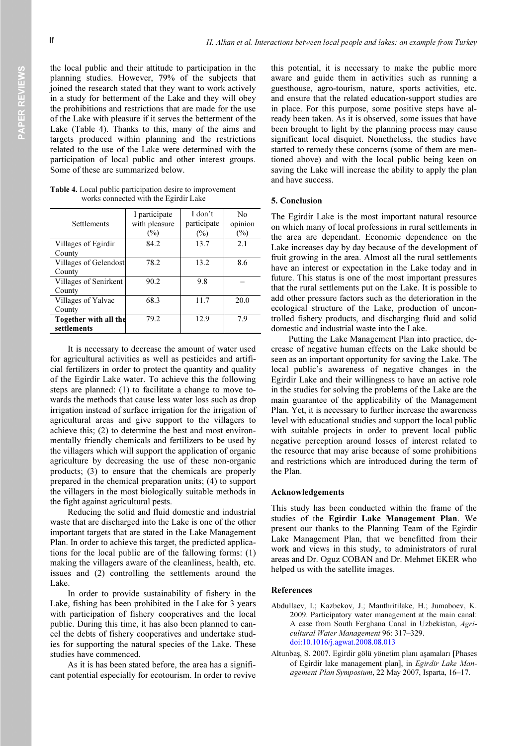the local public and their attitude to participation in the planning studies. However, 79% of the subjects that joined the research stated that they want to work actively in a study for betterment of the Lake and they will obey the prohibitions and restrictions that are made for the use of the Lake with pleasure if it serves the betterment of the Lake (Table 4). Thanks to this, many of the aims and targets produced within planning and the restrictions related to the use of the Lake were determined with the participation of local public and other interest groups. Some of these are summarized below.

**Table 4.** Local public participation desire to improvement works connected with the Egirdir Lake

| Settlements | I participate with pleasure (%) | I don't participate (%) | No opinion (%) |
|---|---|---|---|
| Villages of Egirdir County | 84.2 | 13.7 | 2.1 |
| Villages of Gelendost County | 78.2 | 13.2 | 8.6 |
| Villages of Senirkent County | 90.2 | 9.8 | – |
| Villages of Yalvac County | 68.3 | 11.7 | 20.0 |
| **Together with all the settlements** | 79.2 | 12.9 | 7.9 |

It is necessary to decrease the amount of water used for agricultural activities as well as pesticides and artificial fertilizers in order to protect the quantity and quality of the Egirdir Lake water. To achieve this the following steps are planned: (1) to facilitate a change to move towards the methods that cause less water loss such as drop irrigation instead of surface irrigation for the irrigation of agricultural areas and give support to the villagers to achieve this; (2) to determine the best and most environmentally friendly chemicals and fertilizers to be used by the villagers which will support the application of organic agriculture by decreasing the use of these non-organic products; (3) to ensure that the chemicals are properly prepared in the chemical preparation units; (4) to support the villagers in the most biologically suitable methods in the fight against agricultural pests.

Reducing the solid and fluid domestic and industrial waste that are discharged into the Lake is one of the other important targets that are stated in the Lake Management Plan. In order to achieve this target, the predicted applications for the local public are of the fallowing forms: (1) making the villagers aware of the cleanliness, health, etc. issues and (2) controlling the settlements around the Lake.

In order to provide sustainability of fishery in the Lake, fishing has been prohibited in the Lake for 3 years with participation of fishery cooperatives and the local public. During this time, it has also been planned to cancel the debts of fishery cooperatives and undertake studies for supporting the natural species of the Lake. These studies have commenced.

As it is has been stated before, the area has a significant potential especially for ecotourism. In order to revive this potential, it is necessary to make the public more aware and guide them in activities such as running a guesthouse, agro-tourism, nature, sports activities, etc. and ensure that the related education-support studies are in place. For this purpose, some positive steps have already been taken. As it is observed, some issues that have been brought to light by the planning process may cause significant local disquiet. Nonetheless, the studies have started to remedy these concerns (some of them are mentioned above) and with the local public being keen on saving the Lake will increase the ability to apply the plan and have success.

## 5. Conclusion

The Egirdir Lake is the most important natural resource on which many of local professions in rural settlements in the area are dependant. Economic dependence on the Lake increases day by day because of the development of fruit growing in the area. Almost all the rural settlements have an interest or expectation in the Lake today and in future. This status is one of the most important pressures that the rural settlements put on the Lake. It is possible to add other pressure factors such as the deterioration in the ecological structure of the Lake, production of uncontrolled fishery products, and discharging fluid and solid domestic and industrial waste into the Lake.

Putting the Lake Management Plan into practice, decrease of negative human effects on the Lake should be seen as an important opportunity for saving the Lake. The local public's awareness of negative changes in the Egirdir Lake and their willingness to have an active role in the studies for solving the problems of the Lake are the main guarantee of the applicability of the Management Plan. Yet, it is necessary to further increase the awareness level with educational studies and support the local public with suitable projects in order to prevent local public negative perception around losses of interest related to the resource that may arise because of some prohibitions and restrictions which are introduced during the term of the Plan.

## Acknowledgements

This study has been conducted within the frame of the studies of the **Egirdir Lake Management Plan**. We present our thanks to the Planning Team of the Egirdir Lake Management Plan, that we benefitted from their work and views in this study, to administrators of rural areas and Dr. Oguz COBAN and Dr. Mehmet EKER who helped us with the satellite images.

## References

Abdullaev, I.; Kazbekov, J.; Manthritilake, H.; Jumaboev, K. 2009. Participatory water management at the main canal: A case from South Ferghana Canal in Uzbekistan, *Agricultural Water Management* 96: 317–329. doi:10.1016/j.agwat.2008.08.013

Altunbaş, S. 2007. Egirdir gölü yönetim planı aşamaları [Phases of Egirdir lake management plan], in *Egirdir Lake Management Plan Symposium*, 22 May 2007, Isparta, 16–17.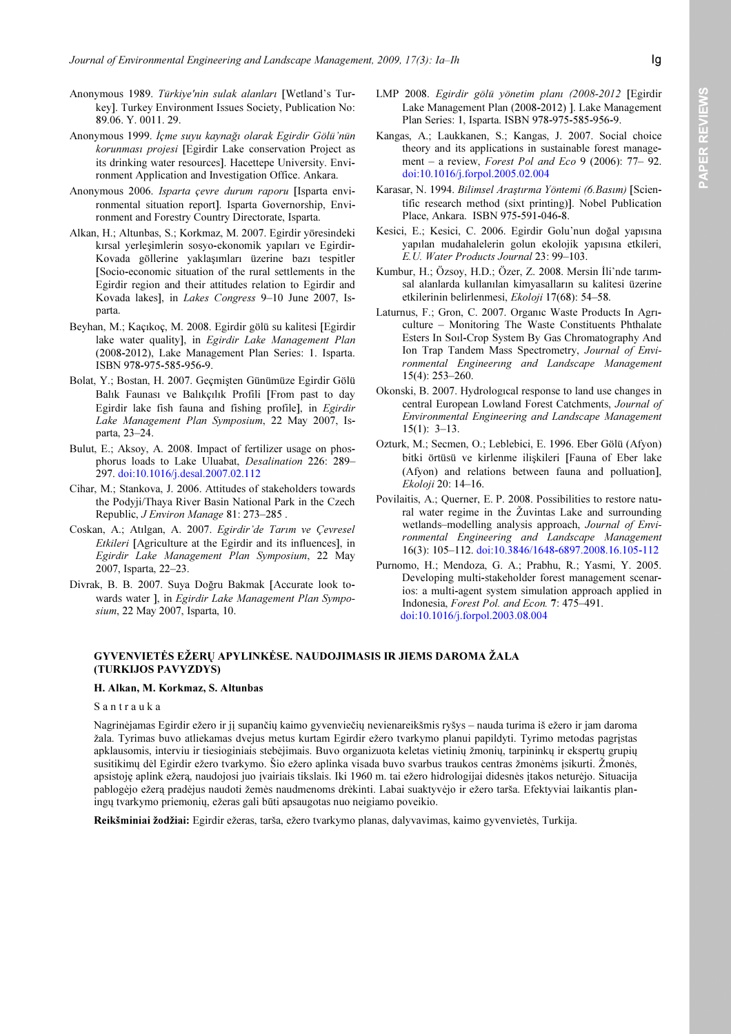Anonymous 1989. *Türkiye'nin sulak alanları* [Wetland's Turkey]. Turkey Environment Issues Society, Publication No: 89.06. Y. 0011. 29.

Anonymous 1999. *İçme suyu kaynağı olarak Egirdir Gölü'nün korunması projesi* [Egirdir Lake conservation Project as its drinking water resources]. Hacettepe University. Environment Application and Investigation Office. Ankara.

Anonymous 2006. *Isparta çevre durum raporu* [Isparta environmental situation report]. Isparta Governorship, Environment and Forestry Country Directorate, Isparta.

Alkan, H.; Altunbas, S.; Korkmaz, M. 2007. Egirdir yöresindeki kırsal yerleşimlerin sosyo-ekonomik yapıları ve Egirdir-Kovada göllerine yaklaşımları üzerine bazı tespitler [Socio-economic situation of the rural settlements in the Egirdir region and their attitudes relation to Egirdir and Kovada lakes], in *Lakes Congress* 9–10 June 2007, Isparta.

Beyhan, M.; Kaçıkoç, M. 2008. Egirdir gölü su kalitesi [Egirdir lake water quality], in *Egirdir Lake Management Plan* (2008-2012), Lake Management Plan Series: 1. Isparta. ISBN 978-975-585-956-9.

Bolat, Y.; Bostan, H. 2007. Geçmişten Günümüze Egirdir Gölü Balık Faunası ve Balıkçılık Profili [From past to day Egirdir lake fish fauna and fishing profile], in *Egirdir Lake Management Plan Symposium*, 22 May 2007, Isparta, 23–24.

Bulut, E.; Aksoy, A. 2008. Impact of fertilizer usage on phosphorus loads to Lake Uluabat, *Desalination* 226: 289–297. doi:10.1016/j.desal.2007.02.112

Cihar, M.; Stankova, J. 2006. Attitudes of stakeholders towards the Podyji/Thaya River Basin National Park in the Czech Republic, *J Environ Manage* 81: 273–285 .

Coskan, A.; Atılgan, A. 2007. *Egirdir'de Tarım ve Çevresel Etkileri* [Agriculture at the Egirdir and its influences], in *Egirdir Lake Management Plan Symposium*, 22 May 2007, Isparta, 22–23.

Divrak, B. B. 2007. Suya Doğru Bakmak [Accurate look towards water ], in *Egirdir Lake Management Plan Symposium*, 22 May 2007, Isparta, 10.

LMP 2008. *Egirdir gölü yönetim planı (2008-2012* [Egirdir Lake Management Plan (2008-2012) ]. Lake Management Plan Series: 1, Isparta. ISBN 978-975-585-956-9.

Kangas, A.; Laukkanen, S.; Kangas, J. 2007. Social choice theory and its applications in sustainable forest management – a review, *Forest Pol and Eco* 9 (2006): 77– 92. doi:10.1016/j.forpol.2005.02.004

Karasar, N. 1994. *Bilimsel Araştırma Yöntemi (6.Basım)* [Scientific research method (sixt printing)]. Nobel Publication Place, Ankara. ISBN 975-591-046-8.

Kesici, E.; Kesici, C. 2006. Egirdir Golu'nun doğal yapısına yapılan mudahalelerin golun ekolojik yapısına etkileri, *E.U. Water Products Journal* 23: 99–103.

Kumbur, H.; Özsoy, H.D.; Özer, Z. 2008. Mersin İli'nde tarımsal alanlarda kullanılan kimyasalların su kalitesi üzerine etkilerinin belirlenmesi, *Ekoloji* 17(68): 54–58.

Laturnus, F.; Gron, C. 2007. Organıc Waste Products In Agrıculture – Monitoring The Waste Constituents Phthalate Esters In Soıl-Crop System By Gas Chromatography And Ion Trap Tandem Mass Spectrometry, *Journal of Environmental Engineerıng and Landscape Management* 15(4): 253–260.

Okonski, B. 2007. Hydrologıcal response to land use changes in central European Lowland Forest Catchments, *Journal of Environmental Engineering and Landscape Management* 15(1): 3–13.

Ozturk, M.; Secmen, O.; Leblebici, E. 1996. Eber Gölü (Afyon) bitki örtüsü ve kirlenme ilişkileri [Fauna of Eber lake (Afyon) and relations between fauna and polluation], *Ekoloji* 20: 14–16.

Povilaitis, A.; Querner, E. P. 2008. Possibilities to restore natural water regime in the Žuvintas Lake and surrounding wetlands–modelling analysis approach, *Journal of Environmental Engineering and Landscape Management* 16(3): 105–112. doi:10.3846/1648-6897.2008.16.105-112

Purnomo, H.; Mendoza, G. A.; Prabhu, R.; Yasmi, Y. 2005. Developing multi-stakeholder forest management scenarios: a multi-agent system simulation approach applied in Indonesia, *Forest Pol. and Econ.* **7**: 475–491. doi:10.1016/j.forpol.2003.08.004

## GYVENVIETĖS EŽERŲ APYLINKĖSE. NAUDOJIMASIS IR JIEMS DAROMA ŽALA (TURKIJOS PAVYZDYS)

**H. Alkan, M. Korkmaz, S. Altunbas**

S a n t r a u k a

Nagrinėjamas Egirdir ežero ir jį supančių kaimo gyvenviečių nevienareikšmis ryšys – nauda turima iš ežero ir jam daroma žala. Tyrimas buvo atliekamas dvejus metus kurtam Egirdir ežero tvarkymo planui papildyti. Tyrimo metodas pagrįstas apklausomis, interviu ir tiesioginiais stebėjimais. Buvo organizuota keletas vietinių žmonių, tarpininkų ir ekspertų grupių susitikimų dėl Egirdir ežero tvarkymo. Šio ežero aplinka visada buvo svarbus traukos centras žmonėms įsikurti. Žmonės, apsistoję aplink ežerą, naudojosi juo įvairiais tikslais. Iki 1960 m. tai ežero hidrologijai didesnės įtakos neturėjo. Situacija pablogėjo ežerą pradėjus naudoti žemės naudmenoms drėkinti. Labai suaktyvėjo ir ežero tarša. Efektyviai laikantis planingų tvarkymo priemonių, ežeras gali būti apsaugotas nuo neigiamo poveikio.

**Reikšminiai žodžiai:** Egirdir ežeras, tarša, ežero tvarkymo planas, dalyvavimas, kaimo gyvenvietės, Turkija.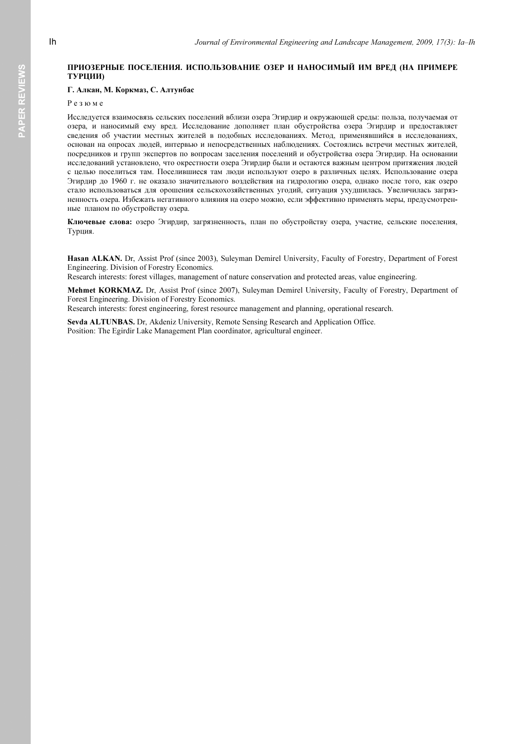**ПРИОЗЕРНЫЕ ПОСЕЛЕНИЯ. ИСПОЛЬЗОВАНИЕ ОЗЕР И НАНОСИМЫЙ ИМ ВРЕД (НА ПРИМЕРЕ ТУРЦИИ)**

**Г. Алкан, М. Коркмаз, С. Алтунбас**

Р е з ю м е

Исследуется взаимосвязь сельских поселений вблизи озера Эгирдир и окружающей среды: польза, получаемая от озера, и наносимый ему вред. Исследование дополняет план обустройства озера Эгирдир и предоставляет сведения об участии местных жителей в подобных исследованиях. Метод, применявшийся в исследованиях, основан на опросах людей, интервью и непосредственных наблюдениях. Состоялись встречи местных жителей, посредников и групп экспертов по вопросам заселения поселений и обустройства озера Эгирдир. На основании исследований установлено, что окрестности озера Эгирдир были и остаются важным центром притяжения людей с целью поселиться там. Поселившиеся там люди используют озеро в различных целях. Использование озера Эгирдир до 1960 г. не оказало значительного воздействия на гидрологию озера, однако после того, как озеро стало использоваться для орошения сельскохозяйственных угодий, ситуация ухудшилась. Увеличилась загрязненность озера. Избежать негативного влияния на озеро можно, если эффективно применять меры, предусмотренные планом по обустройству озера.

**Ключевые слова:** озеро Эгирдир, загрязненность, план по обустройству озера, участие, сельские поселения, Турция.

**Hasan ALKAN.** Dr, Assist Prof (since 2003), Suleyman Demirel University, Faculty of Forestry, Department of Forest Engineering. Division of Forestry Economics.
Research interests: forest villages, management of nature conservation and protected areas, value engineering.

**Mehmet KORKMAZ.** Dr, Assist Prof (since 2007), Suleyman Demirel University, Faculty of Forestry, Department of Forest Engineering. Division of Forestry Economics.
Research interests: forest engineering, forest resource management and planning, operational research.

**Sevda ALTUNBAS.** Dr, Akdeniz University, Remote Sensing Research and Application Office.
Position: The Egirdir Lake Management Plan coordinator, agricultural engineer.